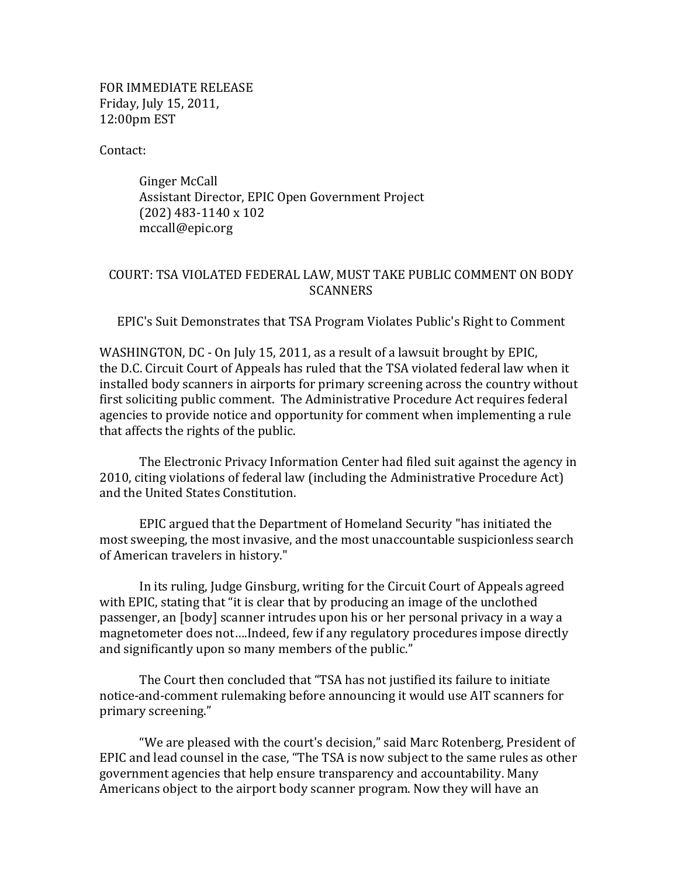FOR IMMEDIATE RELEASE
Friday, July 15, 2011,
12:00pm EST

Contact:

Ginger McCall
Assistant Director, EPIC Open Government Project
(202) 483-1140 x 102
mccall@epic.org

## COURT: TSA VIOLATED FEDERAL LAW, MUST TAKE PUBLIC COMMENT ON BODY SCANNERS

EPIC's Suit Demonstrates that TSA Program Violates Public's Right to Comment

WASHINGTON, DC - On July 15, 2011, as a result of a lawsuit brought by EPIC, the D.C. Circuit Court of Appeals has ruled that the TSA violated federal law when it installed body scanners in airports for primary screening across the country without first soliciting public comment. The Administrative Procedure Act requires federal agencies to provide notice and opportunity for comment when implementing a rule that affects the rights of the public.

The Electronic Privacy Information Center had filed suit against the agency in 2010, citing violations of federal law (including the Administrative Procedure Act) and the United States Constitution.

EPIC argued that the Department of Homeland Security "has initiated the most sweeping, the most invasive, and the most unaccountable suspicionless search of American travelers in history."

In its ruling, Judge Ginsburg, writing for the Circuit Court of Appeals agreed with EPIC, stating that "it is clear that by producing an image of the unclothed passenger, an [body] scanner intrudes upon his or her personal privacy in a way a magnetometer does not….Indeed, few if any regulatory procedures impose directly and significantly upon so many members of the public."

The Court then concluded that "TSA has not justified its failure to initiate notice-and-comment rulemaking before announcing it would use AIT scanners for primary screening."

"We are pleased with the court's decision," said Marc Rotenberg, President of EPIC and lead counsel in the case, "The TSA is now subject to the same rules as other government agencies that help ensure transparency and accountability. Many Americans object to the airport body scanner program. Now they will have an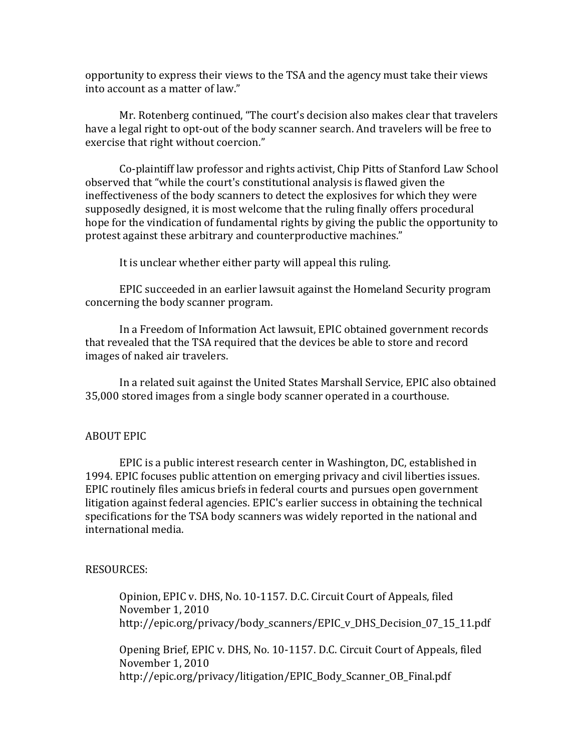opportunity to express their views to the TSA and the agency must take their views into account as a matter of law."

Mr. Rotenberg continued, "The court's decision also makes clear that travelers have a legal right to opt-out of the body scanner search. And travelers will be free to exercise that right without coercion."

Co-plaintiff law professor and rights activist, Chip Pitts of Stanford Law School observed that "while the court's constitutional analysis is flawed given the ineffectiveness of the body scanners to detect the explosives for which they were supposedly designed, it is most welcome that the ruling finally offers procedural hope for the vindication of fundamental rights by giving the public the opportunity to protest against these arbitrary and counterproductive machines."

It is unclear whether either party will appeal this ruling.

EPIC succeeded in an earlier lawsuit against the Homeland Security program concerning the body scanner program.

In a Freedom of Information Act lawsuit, EPIC obtained government records that revealed that the TSA required that the devices be able to store and record images of naked air travelers.

In a related suit against the United States Marshall Service, EPIC also obtained 35,000 stored images from a single body scanner operated in a courthouse.

ABOUT EPIC

EPIC is a public interest research center in Washington, DC, established in 1994. EPIC focuses public attention on emerging privacy and civil liberties issues. EPIC routinely files amicus briefs in federal courts and pursues open government litigation against federal agencies. EPIC's earlier success in obtaining the technical specifications for the TSA body scanners was widely reported in the national and international media.

RESOURCES:

Opinion, EPIC v. DHS, No. 10-1157. D.C. Circuit Court of Appeals, filed November 1, 2010
http://epic.org/privacy/body_scanners/EPIC_v_DHS_Decision_07_15_11.pdf

Opening Brief, EPIC v. DHS, No. 10-1157. D.C. Circuit Court of Appeals, filed November 1, 2010
http://epic.org/privacy/litigation/EPIC_Body_Scanner_OB_Final.pdf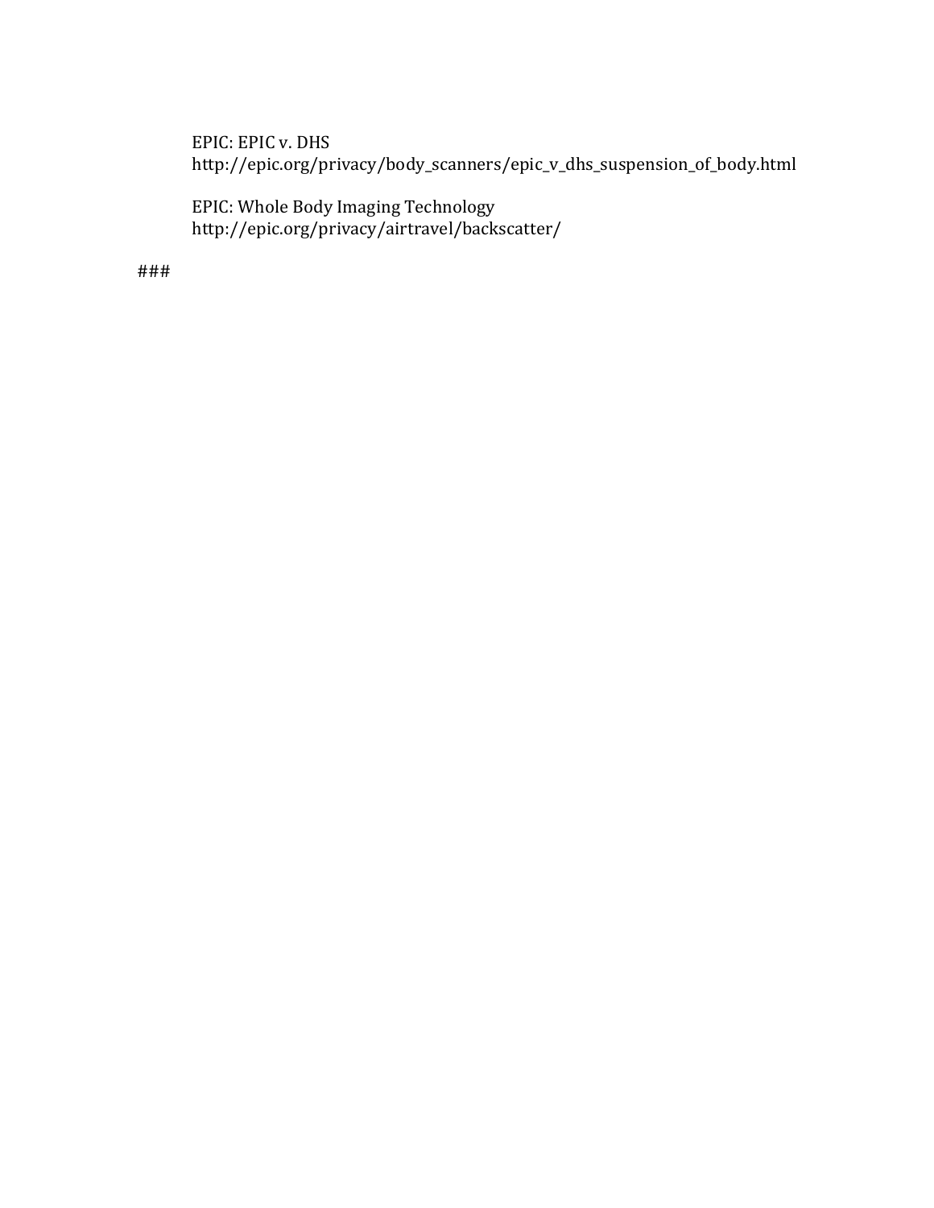EPIC: EPIC v. DHS
http://epic.org/privacy/body_scanners/epic_v_dhs_suspension_of_body.html

EPIC: Whole Body Imaging Technology
http://epic.org/privacy/airtravel/backscatter/

###